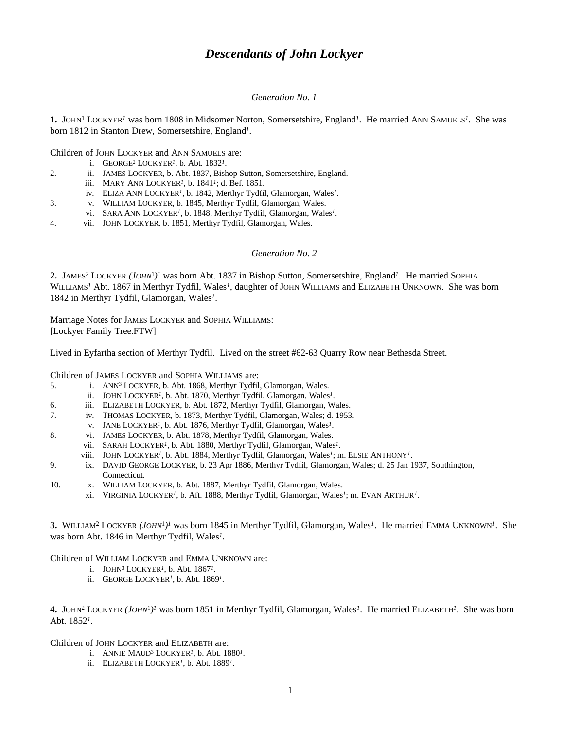# *Descendants of John Lockyer*

*Generation No. 1*

**1.** JOHN[1] LOCKYER[1] was born 1808 in Midsomer Norton, Somersetshire, England[1]. He married ANN SAMUELS[1]. She was born 1812 in Stanton Drew, Somersetshire, England[1].

Children of JOHN LOCKYER and ANN SAMUELS are:

- i. GEORGE[2] LOCKYER[1], b. Abt. 1832[1].
- 2. ii. JAMES LOCKYER, b. Abt. 1837, Bishop Sutton, Somersetshire, England.
- iii. MARY ANN LOCKYER[1], b. 1841[1]; d. Bef. 1851.
- iv. ELIZA ANN LOCKYER[1], b. 1842, Merthyr Tydfil, Glamorgan, Wales[1].
- 3. v. WILLIAM LOCKYER, b. 1845, Merthyr Tydfil, Glamorgan, Wales.
- vi. SARA ANN LOCKYER[1], b. 1848, Merthyr Tydfil, Glamorgan, Wales[1].
- 4. vii. JOHN LOCKYER, b. 1851, Merthyr Tydfil, Glamorgan, Wales.

*Generation No. 2*

**2.** JAMES[2] LOCKYER *(JOHN[1])*[1] was born Abt. 1837 in Bishop Sutton, Somersetshire, England[1]. He married SOPHIA WILLIAMS[1] Abt. 1867 in Merthyr Tydfil, Wales[1], daughter of JOHN WILLIAMS and ELIZABETH UNKNOWN. She was born 1842 in Merthyr Tydfil, Glamorgan, Wales[1].

Marriage Notes for JAMES LOCKYER and SOPHIA WILLIAMS:
[Lockyer Family Tree.FTW]

Lived in Eyfartha section of Merthyr Tydfil. Lived on the street #62-63 Quarry Row near Bethesda Street.

Children of JAMES LOCKYER and SOPHIA WILLIAMS are:

- 5. i. ANN[3] LOCKYER, b. Abt. 1868, Merthyr Tydfil, Glamorgan, Wales.
- ii. JOHN LOCKYER[1], b. Abt. 1870, Merthyr Tydfil, Glamorgan, Wales[1].
- 6. iii. ELIZABETH LOCKYER, b. Abt. 1872, Merthyr Tydfil, Glamorgan, Wales.
- 7. iv. THOMAS LOCKYER, b. 1873, Merthyr Tydfil, Glamorgan, Wales; d. 1953.
- v. JANE LOCKYER[1], b. Abt. 1876, Merthyr Tydfil, Glamorgan, Wales[1].
- 8. vi. JAMES LOCKYER, b. Abt. 1878, Merthyr Tydfil, Glamorgan, Wales.
- vii. SARAH LOCKYER[1], b. Abt. 1880, Merthyr Tydfil, Glamorgan, Wales[1].
- viii. JOHN LOCKYER[1], b. Abt. 1884, Merthyr Tydfil, Glamorgan, Wales[1]; m. ELSIE ANTHONY[1].
- 9. ix. DAVID GEORGE LOCKYER, b. 23 Apr 1886, Merthyr Tydfil, Glamorgan, Wales; d. 25 Jan 1937, Southington, Connecticut.
- 10. x. WILLIAM LOCKYER, b. Abt. 1887, Merthyr Tydfil, Glamorgan, Wales.
- xi. VIRGINIA LOCKYER[1], b. Aft. 1888, Merthyr Tydfil, Glamorgan, Wales[1]; m. EVAN ARTHUR[1].

**3.** WILLIAM[2] LOCKYER *(JOHN[1])*[1] was born 1845 in Merthyr Tydfil, Glamorgan, Wales[1]. He married EMMA UNKNOWN[1]. She was born Abt. 1846 in Merthyr Tydfil, Wales[1].

Children of WILLIAM LOCKYER and EMMA UNKNOWN are:

- i. JOHN[3] LOCKYER[1], b. Abt. 1867[1].
- ii. GEORGE LOCKYER[1], b. Abt. 1869[1].

**4.** JOHN[2] LOCKYER *(JOHN[1])*[1] was born 1851 in Merthyr Tydfil, Glamorgan, Wales[1]. He married ELIZABETH[1]. She was born Abt. 1852[1].

Children of JOHN LOCKYER and ELIZABETH are:

- i. ANNIE MAUD[3] LOCKYER[1], b. Abt. 1880[1].
- ii. ELIZABETH LOCKYER[1], b. Abt. 1889[1].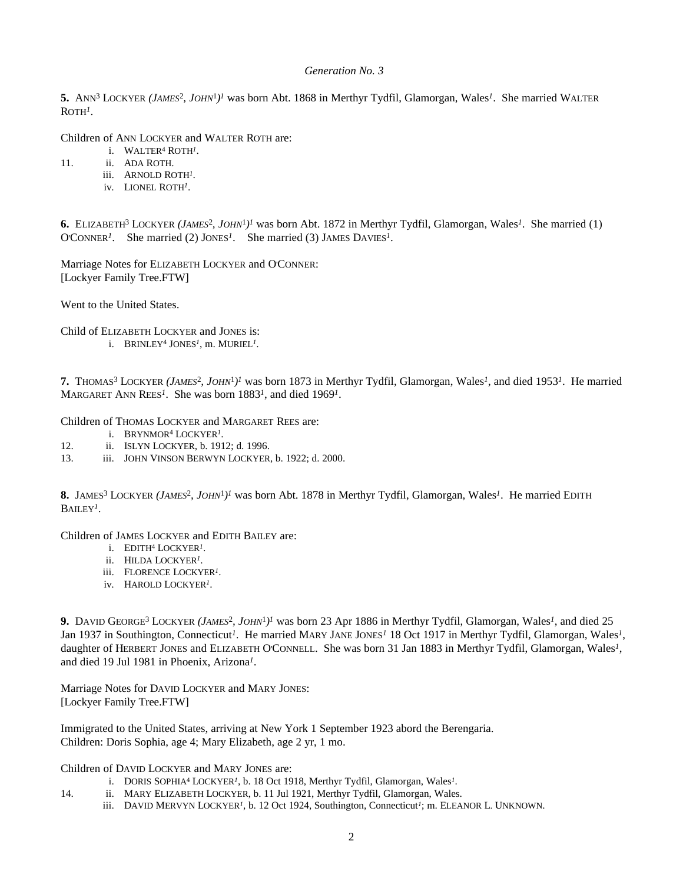*Generation No. 3*

**5.** ANN[3] LOCKYER *(JAMES[2], JOHN[1])*[1] was born Abt. 1868 in Merthyr Tydfil, Glamorgan, Wales[1]. She married WALTER ROTH[1].

Children of ANN LOCKYER and WALTER ROTH are:

- i. WALTER[4] ROTH[1].
- 11. ii. ADA ROTH.
- iii. ARNOLD ROTH[1].
- iv. LIONEL ROTH[1].

**6.** ELIZABETH[3] LOCKYER *(JAMES[2], JOHN[1])*[1] was born Abt. 1872 in Merthyr Tydfil, Glamorgan, Wales[1]. She married (1) O'CONNER[1]. She married (2) JONES[1]. She married (3) JAMES DAVIES[1].

Marriage Notes for ELIZABETH LOCKYER and O'CONNER:
[Lockyer Family Tree.FTW]

Went to the United States.

Child of ELIZABETH LOCKYER and JONES is:

- i. BRINLEY[4] JONES[1], m. MURIEL[1].

**7.** THOMAS[3] LOCKYER *(JAMES[2], JOHN[1])*[1] was born 1873 in Merthyr Tydfil, Glamorgan, Wales[1], and died 1953[1]. He married MARGARET ANN REES[1]. She was born 1883[1], and died 1969[1].

Children of THOMAS LOCKYER and MARGARET REES are:

- i. BRYNMOR[4] LOCKYER[1].
- 12. ii. ISLYN LOCKYER, b. 1912; d. 1996.
- 13. iii. JOHN VINSON BERWYN LOCKYER, b. 1922; d. 2000.

**8.** JAMES[3] LOCKYER *(JAMES[2], JOHN[1])*[1] was born Abt. 1878 in Merthyr Tydfil, Glamorgan, Wales[1]. He married EDITH BAILEY[1].

Children of JAMES LOCKYER and EDITH BAILEY are:

- i. EDITH[4] LOCKYER[1].
- ii. HILDA LOCKYER[1].
- iii. FLORENCE LOCKYER[1].
- iv. HAROLD LOCKYER[1].

**9.** DAVID GEORGE[3] LOCKYER *(JAMES[2], JOHN[1])*[1] was born 23 Apr 1886 in Merthyr Tydfil, Glamorgan, Wales[1], and died 25 Jan 1937 in Southington, Connecticut[1]. He married MARY JANE JONES[1] 18 Oct 1917 in Merthyr Tydfil, Glamorgan, Wales[1], daughter of HERBERT JONES and ELIZABETH O'CONNELL. She was born 31 Jan 1883 in Merthyr Tydfil, Glamorgan, Wales[1], and died 19 Jul 1981 in Phoenix, Arizona[1].

Marriage Notes for DAVID LOCKYER and MARY JONES:
[Lockyer Family Tree.FTW]

Immigrated to the United States, arriving at New York 1 September 1923 abord the Berengaria.
Children: Doris Sophia, age 4; Mary Elizabeth, age 2 yr, 1 mo.

Children of DAVID LOCKYER and MARY JONES are:

- i. DORIS SOPHIA[4] LOCKYER[1], b. 18 Oct 1918, Merthyr Tydfil, Glamorgan, Wales[1].
- 14. ii. MARY ELIZABETH LOCKYER, b. 11 Jul 1921, Merthyr Tydfil, Glamorgan, Wales.
- iii. DAVID MERVYN LOCKYER[1], b. 12 Oct 1924, Southington, Connecticut[1]; m. ELEANOR L. UNKNOWN.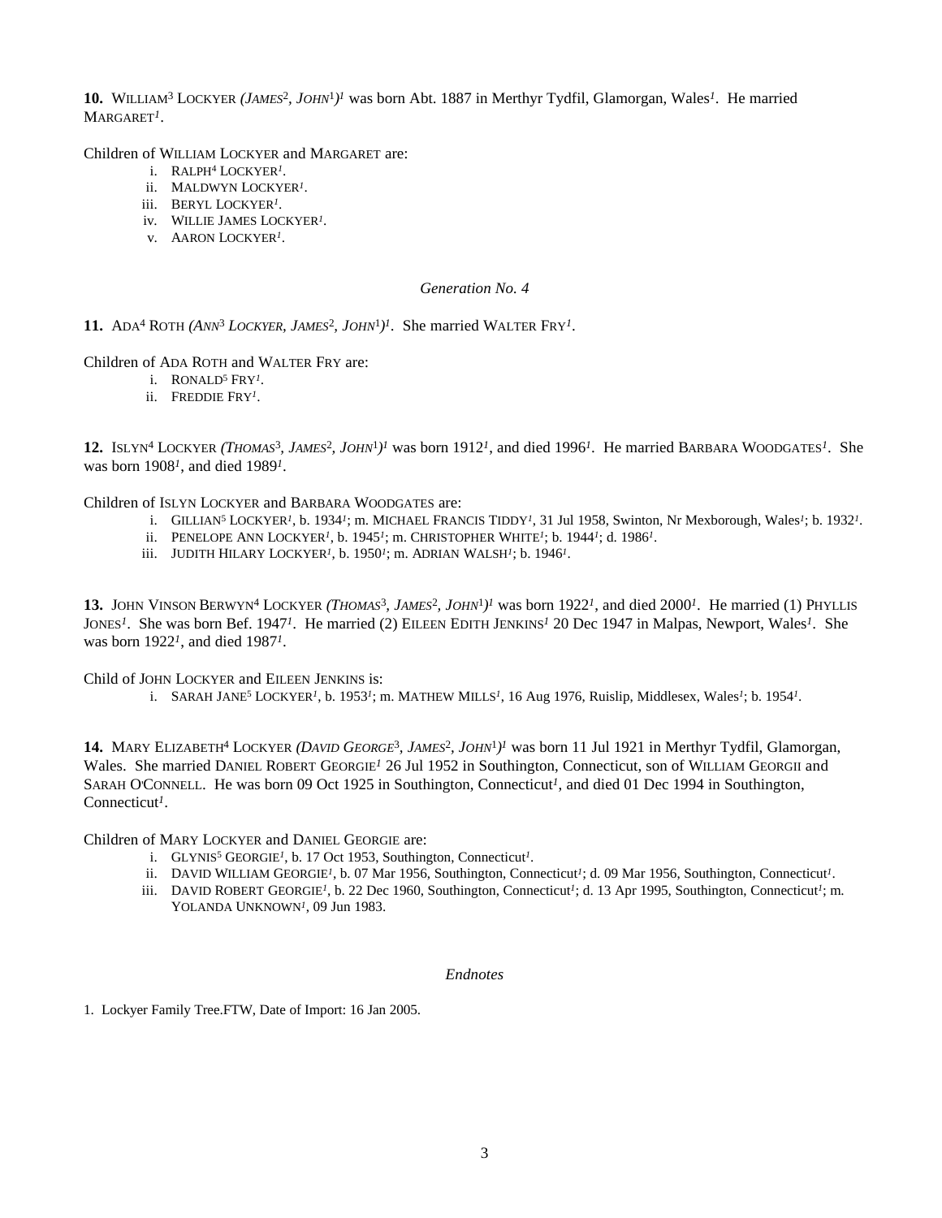**10.** WILLIAM[3] LOCKYER *(JAMES[2], JOHN[1])*[1] was born Abt. 1887 in Merthyr Tydfil, Glamorgan, Wales[1]. He married MARGARET[1].

Children of WILLIAM LOCKYER and MARGARET are:

i. RALPH[4] LOCKYER[1].
ii. MALDWYN LOCKYER[1].
iii. BERYL LOCKYER[1].
iv. WILLIE JAMES LOCKYER[1].
v. AARON LOCKYER[1].

*Generation No. 4*

**11.** ADA[4] ROTH *(ANN[3] LOCKYER, JAMES[2], JOHN[1])*[1]. She married WALTER FRY[1].

Children of ADA ROTH and WALTER FRY are:

i. RONALD[5] FRY[1].
ii. FREDDIE FRY[1].

**12.** ISLYN[4] LOCKYER *(THOMAS[3], JAMES[2], JOHN[1])*[1] was born 1912[1], and died 1996[1]. He married BARBARA WOODGATES[1]. She was born 1908[1], and died 1989[1].

Children of ISLYN LOCKYER and BARBARA WOODGATES are:

i. GILLIAN[5] LOCKYER[1], b. 1934[1]; m. MICHAEL FRANCIS TIDDY[1], 31 Jul 1958, Swinton, Nr Mexborough, Wales[1]; b. 1932[1].
ii. PENELOPE ANN LOCKYER[1], b. 1945[1]; m. CHRISTOPHER WHITE[1]; b. 1944[1]; d. 1986[1].
iii. JUDITH HILARY LOCKYER[1], b. 1950[1]; m. ADRIAN WALSH[1]; b. 1946[1].

**13.** JOHN VINSON BERWYN[4] LOCKYER *(THOMAS[3], JAMES[2], JOHN[1])*[1] was born 1922[1], and died 2000[1]. He married (1) PHYLLIS JONES[1]. She was born Bef. 1947[1]. He married (2) EILEEN EDITH JENKINS[1] 20 Dec 1947 in Malpas, Newport, Wales[1]. She was born 1922[1], and died 1987[1].

Child of JOHN LOCKYER and EILEEN JENKINS is:

i. SARAH JANE[5] LOCKYER[1], b. 1953[1]; m. MATHEW MILLS[1], 16 Aug 1976, Ruislip, Middlesex, Wales[1]; b. 1954[1].

**14.** MARY ELIZABETH[4] LOCKYER *(DAVID GEORGE[3], JAMES[2], JOHN[1])*[1] was born 11 Jul 1921 in Merthyr Tydfil, Glamorgan, Wales. She married DANIEL ROBERT GEORGIE[1] 26 Jul 1952 in Southington, Connecticut, son of WILLIAM GEORGII and SARAH O'CONNELL. He was born 09 Oct 1925 in Southington, Connecticut[1], and died 01 Dec 1994 in Southington, Connecticut[1].

Children of MARY LOCKYER and DANIEL GEORGIE are:

i. GLYNIS[5] GEORGIE[1], b. 17 Oct 1953, Southington, Connecticut[1].
ii. DAVID WILLIAM GEORGIE[1], b. 07 Mar 1956, Southington, Connecticut[1]; d. 09 Mar 1956, Southington, Connecticut[1].
iii. DAVID ROBERT GEORGIE[1], b. 22 Dec 1960, Southington, Connecticut[1]; d. 13 Apr 1995, Southington, Connecticut[1]; m. YOLANDA UNKNOWN[1], 09 Jun 1983.

*Endnotes*

1. Lockyer Family Tree.FTW, Date of Import: 16 Jan 2005.